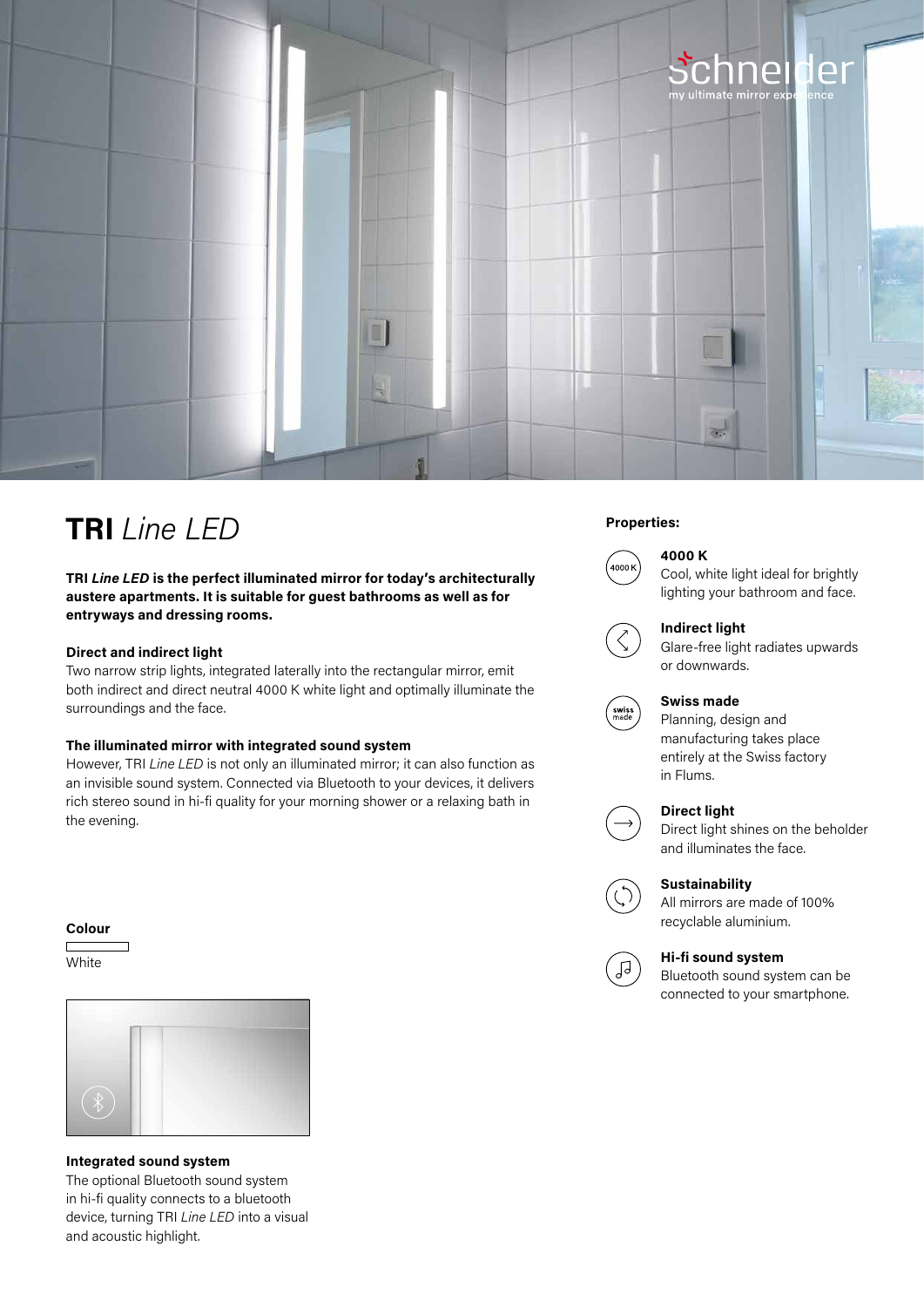# **TRI** *Line LED*

**TRI *Line LED* is the perfect illuminated mirror for today's architecturally austere apartments. It is suitable for guest bathrooms as well as for entryways and dressing rooms.**

**Direct and indirect light**
Two narrow strip lights, integrated laterally into the rectangular mirror, emit both indirect and direct neutral 4000 K white light and optimally illuminate the surroundings and the face.

**The illuminated mirror with integrated sound system**
However, TRI *Line LED* is not only an illuminated mirror; it can also function as an invisible sound system. Connected via Bluetooth to your devices, it delivers rich stereo sound in hi-fi quality for your morning shower or a relaxing bath in the evening.

**Colour**

White

**Integrated sound system**
The optional Bluetooth sound system in hi-fi quality connects to a bluetooth device, turning TRI *Line LED* into a visual and acoustic highlight.

**Properties:**

**4000 K**
Cool, white light ideal for brightly lighting your bathroom and face.

**Indirect light**
Glare-free light radiates upwards or downwards.

**Swiss made**
Planning, design and manufacturing takes place entirely at the Swiss factory in Flums.

**Direct light**
Direct light shines on the beholder and illuminates the face.

**Sustainability**
All mirrors are made of 100% recyclable aluminium.

**Hi-fi sound system**
Bluetooth sound system can be connected to your smartphone.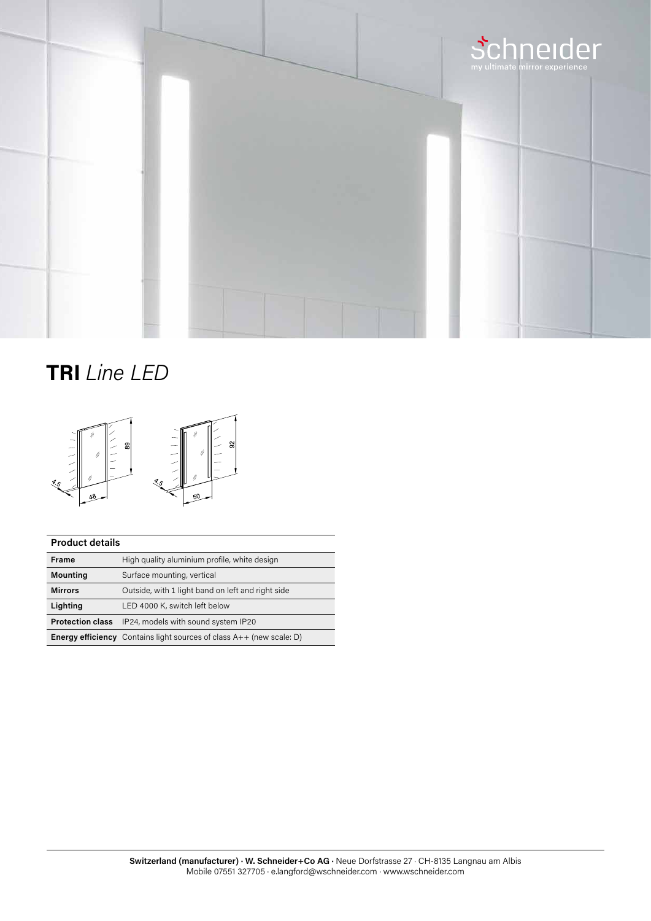# **TRI** *Line LED*

4.5
48
89

4.5
50
92

| Product details | |
|---|---|
| **Frame** | High quality aluminium profile, white design |
| **Mounting** | Surface mounting, vertical |
| **Mirrors** | Outside, with 1 light band on left and right side |
| **Lighting** | LED 4000 K, switch left below |
| **Protection class** | IP24, models with sound system IP20 |
| **Energy efficiency** | Contains light sources of class A++ (new scale: D) |

**Switzerland (manufacturer) · W. Schneider+Co AG ·** Neue Dorfstrasse 27 · CH-8135 Langnau am Albis
Mobile 07551 327705 · e.langford@wschneider.com · www.wschneider.com